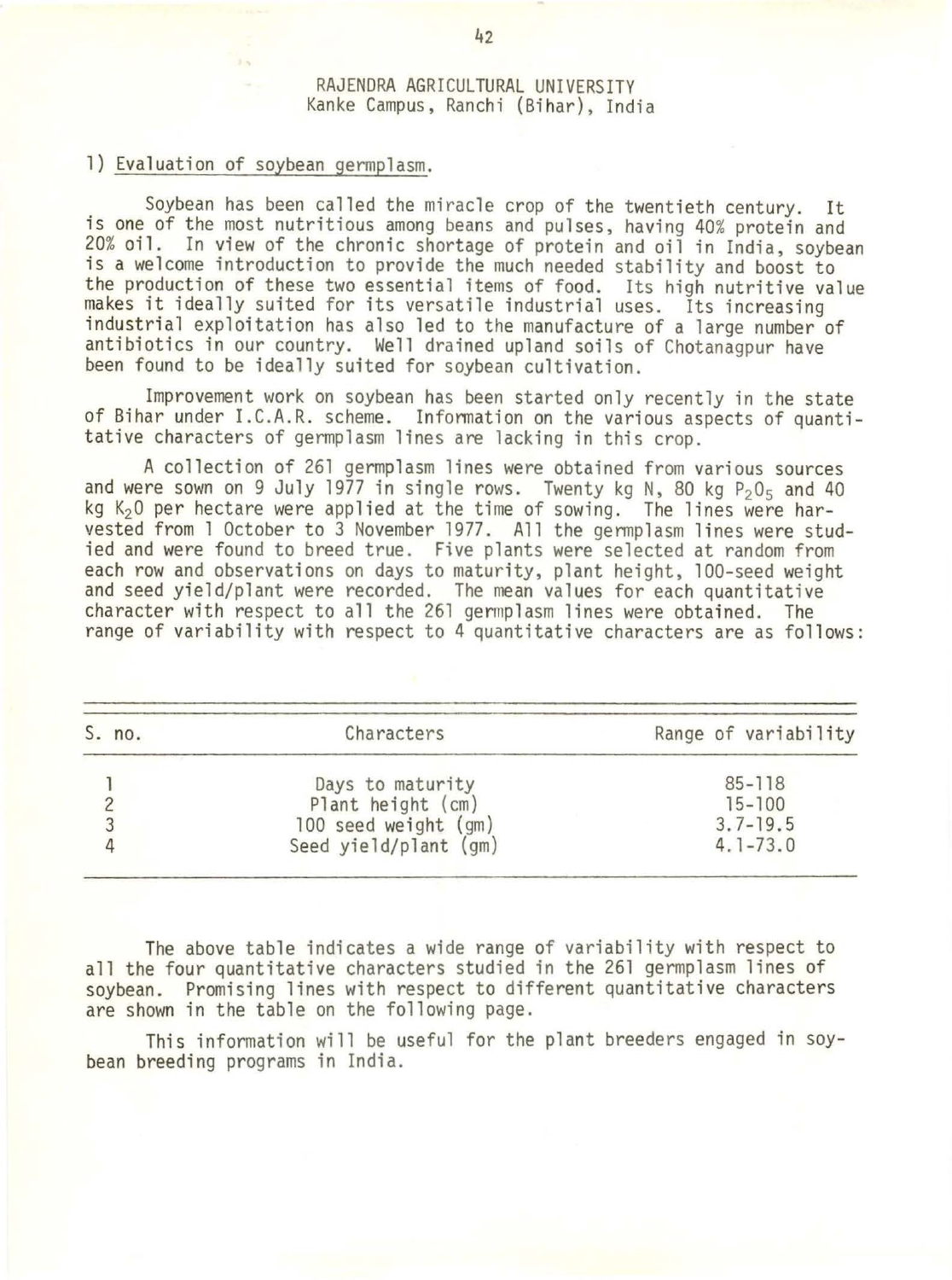RAJENDRA AGRICULTURAL UNIVERSITY
Kanke Campus, Ranchi (Bihar), India

1) Evaluation of soybean germplasm.

Soybean has been called the miracle crop of the twentieth century. It is one of the most nutritious among beans and pulses, having 40% protein and 20% oil. In view of the chronic shortage of protein and oil in India, soybean is a welcome introduction to provide the much needed stability and boost to the production of these two essential items of food. Its high nutritive value makes it ideally suited for its versatile industrial uses. Its increasing industrial exploitation has also led to the manufacture of a large number of antibiotics in our country. Well drained upland soils of Chotanagpur have been found to be ideally suited for soybean cultivation.

Improvement work on soybean has been started only recently in the state of Bihar under I.C.A.R. scheme. Information on the various aspects of quantitative characters of germplasm lines are lacking in this crop.

A collection of 261 germplasm lines were obtained from various sources and were sown on 9 July 1977 in single rows. Twenty kg N, 80 kg $P_2O_5$ and 40 kg $K_2O$ per hectare were applied at the time of sowing. The lines were harvested from 1 October to 3 November 1977. All the germplasm lines were studied and were found to breed true. Five plants were selected at random from each row and observations on days to maturity, plant height, 100-seed weight and seed yield/plant were recorded. The mean values for each quantitative character with respect to all the 261 germplasm lines were obtained. The range of variability with respect to 4 quantitative characters are as follows:

| S. no. | Characters | Range of variability |
|---|---|---|
| 1 | Days to maturity | 85-118 |
| 2 | Plant height (cm) | 15-100 |
| 3 | 100 seed weight (gm) | 3.7-19.5 |
| 4 | Seed yield/plant (gm) | 4.1-73.0 |

The above table indicates a wide range of variability with respect to all the four quantitative characters studied in the 261 germplasm lines of soybean. Promising lines with respect to different quantitative characters are shown in the table on the following page.

This information will be useful for the plant breeders engaged in soybean breeding programs in India.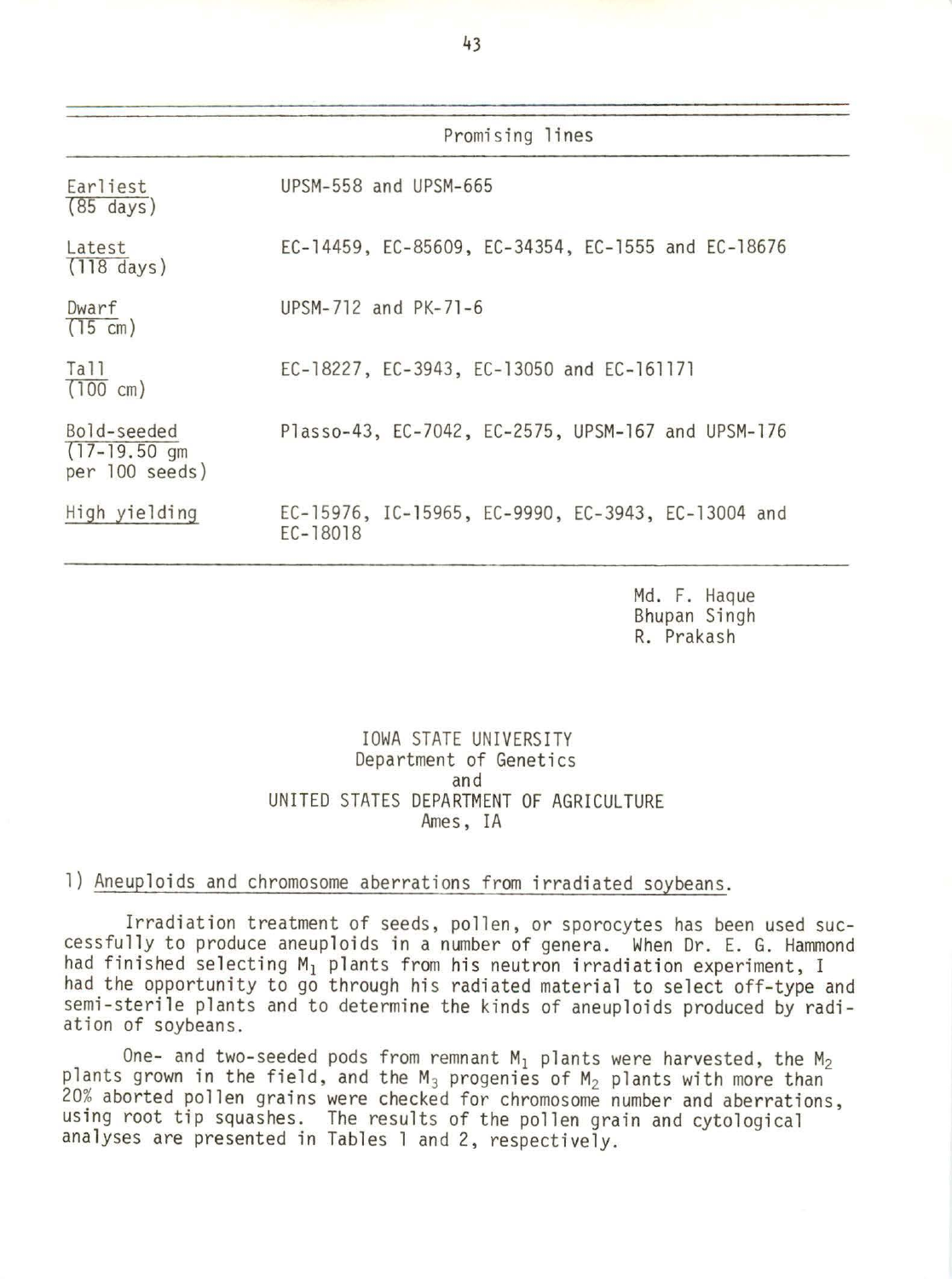| | Promising lines |
|---|---|
| Earliest (85 days) | UPSM-558 and UPSM-665 |
| Latest (118 days) | EC-14459, EC-85609, EC-34354, EC-1555 and EC-18676 |
| Dwarf (15 cm) | UPSM-712 and PK-71-6 |
| Tall (100 cm) | EC-18227, EC-3943, EC-13050 and EC-161171 |
| Bold-seeded (17-19.50 gm per 100 seeds) | Plasso-43, EC-7042, EC-2575, UPSM-167 and UPSM-176 |
| High yielding | EC-15976, IC-15965, EC-9990, EC-3943, EC-13004 and EC-18018 |

Md. F. Haque
Bhupan Singh
R. Prakash

IOWA STATE UNIVERSITY
Department of Genetics
and
UNITED STATES DEPARTMENT OF AGRICULTURE
Ames, IA

1) Aneuploids and chromosome aberrations from irradiated soybeans.

Irradiation treatment of seeds, pollen, or sporocytes has been used successfully to produce aneuploids in a number of genera. When Dr. E. G. Hammond had finished selecting $M_1$ plants from his neutron irradiation experiment, I had the opportunity to go through his radiated material to select off-type and semi-sterile plants and to determine the kinds of aneuploids produced by radiation of soybeans.

One- and two-seeded pods from remnant $M_1$ plants were harvested, the $M_2$ plants grown in the field, and the $M_3$ progenies of $M_2$ plants with more than 20% aborted pollen grains were checked for chromosome number and aberrations, using root tip squashes. The results of the pollen grain and cytological analyses are presented in Tables 1 and 2, respectively.